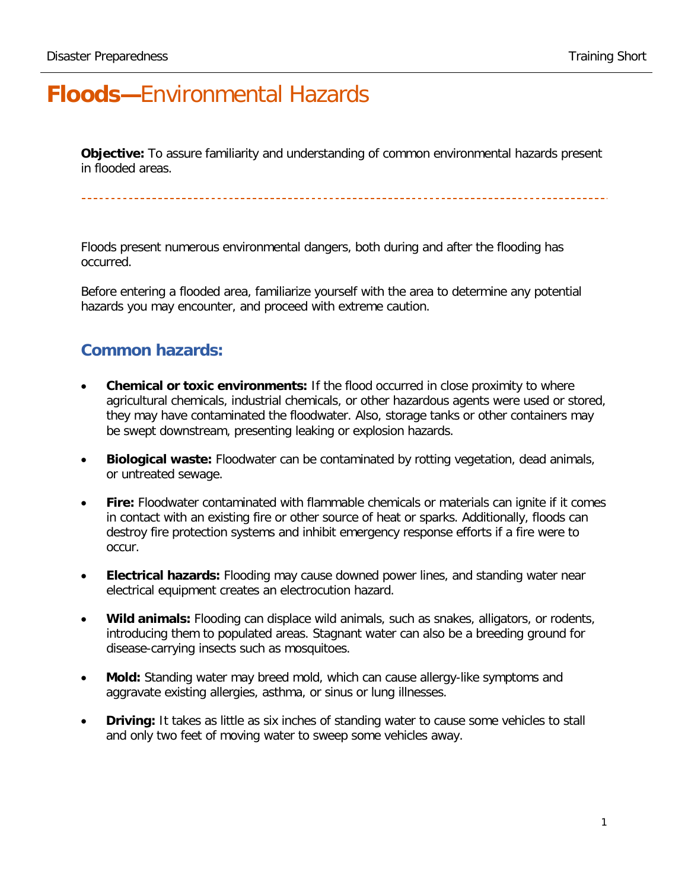# **Floods—**Environmental Hazards

**Objective:** To assure familiarity and understanding of common environmental hazards present in flooded areas.

---

Floods present numerous environmental dangers, both during and after the flooding has occurred.

Before entering a flooded area, familiarize yourself with the area to determine any potential hazards you may encounter, and proceed with extreme caution.

## Common hazards:

- **Chemical or toxic environments:** If the flood occurred in close proximity to where agricultural chemicals, industrial chemicals, or other hazardous agents were used or stored, they may have contaminated the floodwater. Also, storage tanks or other containers may be swept downstream, presenting leaking or explosion hazards.
- **Biological waste:** Floodwater can be contaminated by rotting vegetation, dead animals, or untreated sewage.
- **Fire:** Floodwater contaminated with flammable chemicals or materials can ignite if it comes in contact with an existing fire or other source of heat or sparks. Additionally, floods can destroy fire protection systems and inhibit emergency response efforts if a fire were to occur.
- **Electrical hazards:** Flooding may cause downed power lines, and standing water near electrical equipment creates an electrocution hazard.
- **Wild animals:** Flooding can displace wild animals, such as snakes, alligators, or rodents, introducing them to populated areas. Stagnant water can also be a breeding ground for disease-carrying insects such as mosquitoes.
- **Mold:** Standing water may breed mold, which can cause allergy-like symptoms and aggravate existing allergies, asthma, or sinus or lung illnesses.
- **Driving:** It takes as little as six inches of standing water to cause some vehicles to stall and only two feet of moving water to sweep some vehicles away.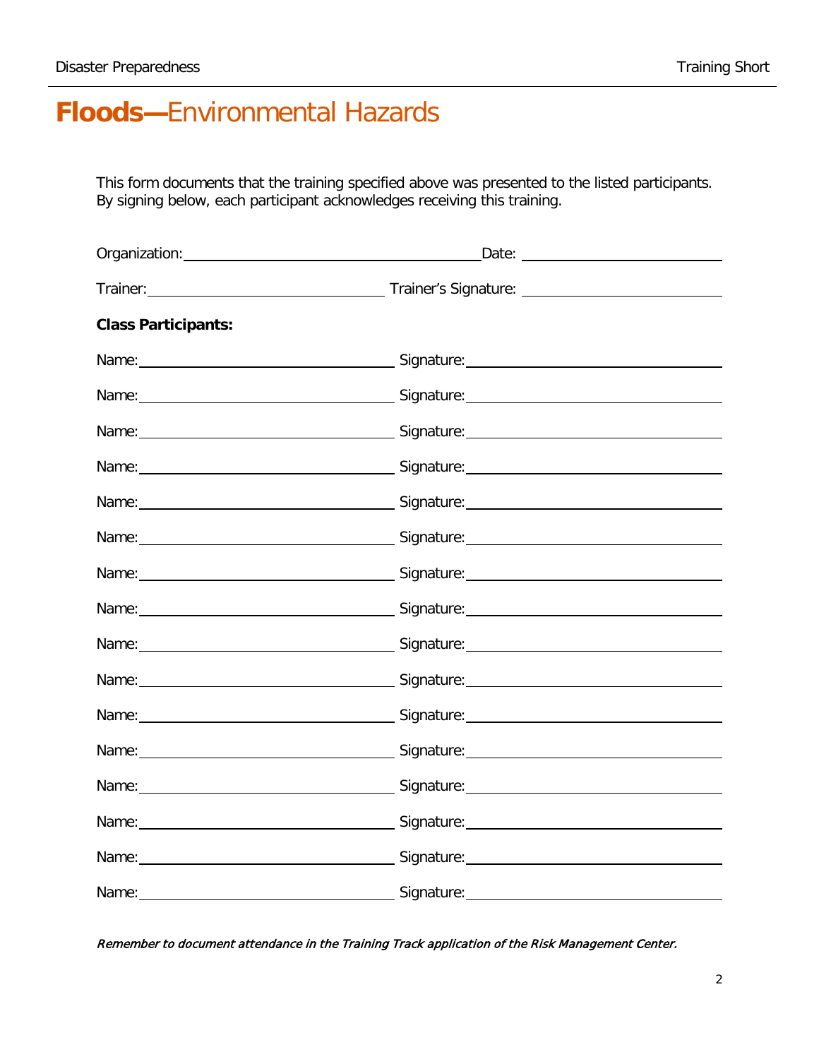# **Floods—**Environmental Hazards

This form documents that the training specified above was presented to the listed participants. By signing below, each participant acknowledges receiving this training.

Organization: ______________________________ Date: ____________________

Trainer: ________________________ Trainer's Signature: ____________________

**Class Participants:**

Name: __________________________ Signature: __________________________

Name: __________________________ Signature: __________________________

Name: __________________________ Signature: __________________________

Name: __________________________ Signature: __________________________

Name: __________________________ Signature: __________________________

Name: __________________________ Signature: __________________________

Name: __________________________ Signature: __________________________

Name: __________________________ Signature: __________________________

Name: __________________________ Signature: __________________________

Name: __________________________ Signature: __________________________

Name: __________________________ Signature: __________________________

Name: __________________________ Signature: __________________________

Name: __________________________ Signature: __________________________

Name: __________________________ Signature: __________________________

Name: __________________________ Signature: __________________________

Name: __________________________ Signature: __________________________

***Remember to document attendance in the Training Track application of the Risk Management Center.***